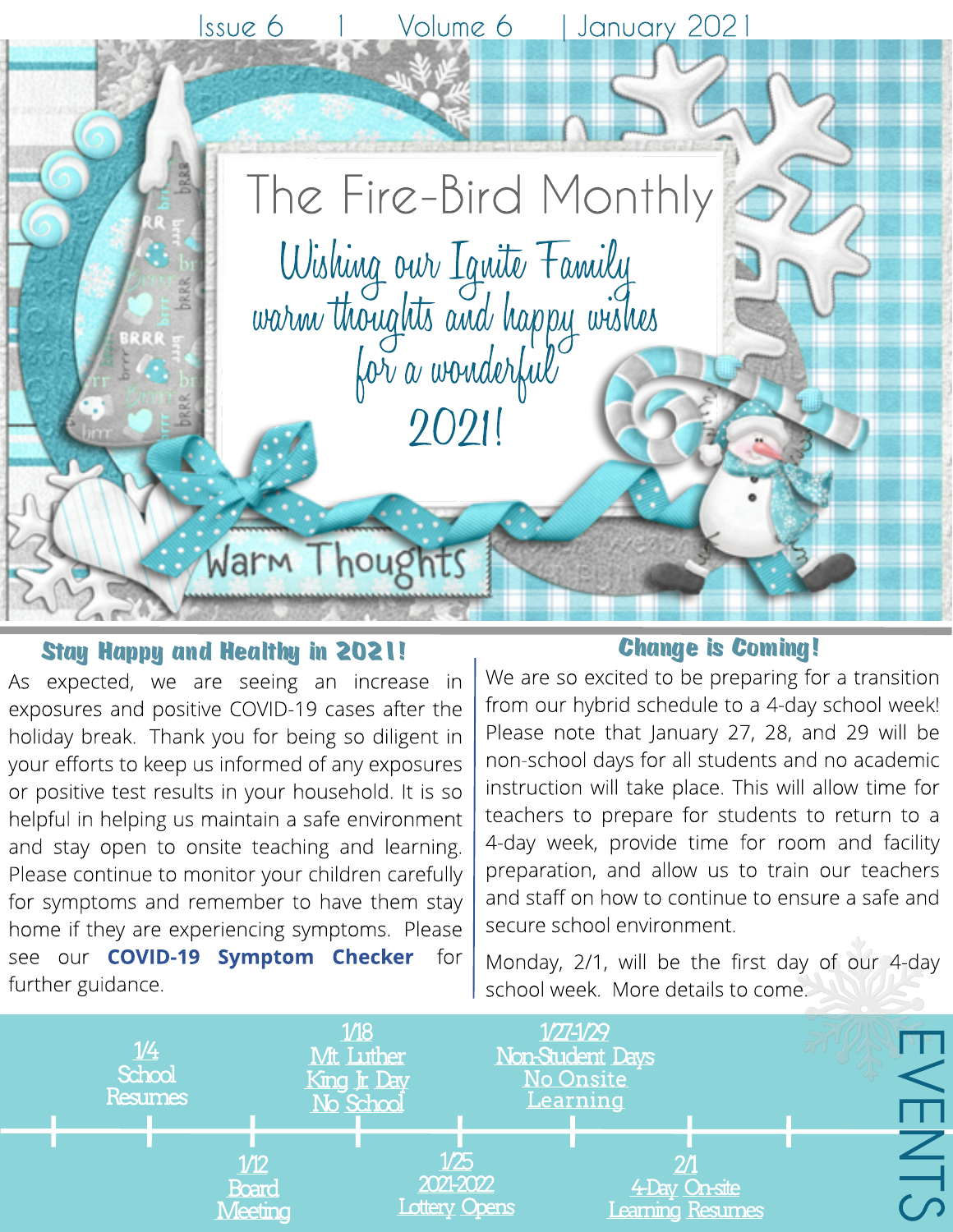Issue 6 | Volume 6 | January 2021

# The Fire-Bird Monthly

*Wishing our Ignite Family warm thoughts and happy wishes for a wonderful 2021!*

Warm Thoughts

## Stay Happy and Healthy in 2021!

As expected, we are seeing an increase in exposures and positive COVID-19 cases after the holiday break. Thank you for being so diligent in your efforts to keep us informed of any exposures or positive test results in your household. It is so helpful in helping us maintain a safe environment and stay open to onsite teaching and learning. Please continue to monitor your children carefully for symptoms and remember to have them stay home if they are experiencing symptoms. Please see our **COVID-19 Symptom Checker** for further guidance.

## Change is Coming!

We are so excited to be preparing for a transition from our hybrid schedule to a 4-day school week! Please note that January 27, 28, and 29 will be non-school days for all students and no academic instruction will take place. This will allow time for teachers to prepare for students to return to a 4-day week, provide time for room and facility preparation, and allow us to train our teachers and staff on how to continue to ensure a safe and secure school environment.

Monday, 2/1, will be the first day of our 4-day school week. More details to come.

## EVENTS

- 1/4 School Resumes
- 1/12 Board Meeting
- 1/18 Mt Luther King Jr Day No School
- 1/25 2021-2022 Lottery Opens
- 1/27-1/29 Non-Student Days No Onsite Learning
- 2/1 4-Day On-site Learning Resumes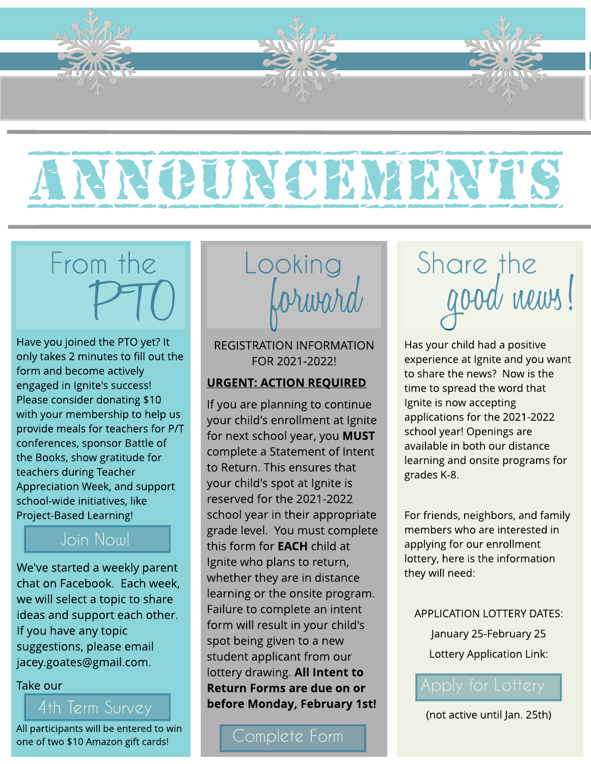# ANNOUNCEMENTS

## From the PTO

Have you joined the PTO yet? It only takes 2 minutes to fill out the form and become actively engaged in Ignite's success! Please consider donating $10 with your membership to help us provide meals for teachers for P/T conferences, sponsor Battle of the Books, show gratitude for teachers during Teacher Appreciation Week, and support school-wide initiatives, like Project-Based Learning!

Join Now!

We've started a weekly parent chat on Facebook. Each week, we will select a topic to share ideas and support each other. If you have any topic suggestions, please email jacey.goates@gmail.com.

Take our

4th Term Survey

All participants will be entered to win one of two $10 Amazon gift cards!

## Looking forward

REGISTRATION INFORMATION FOR 2021-2022!

**URGENT: ACTION REQUIRED**

If you are planning to continue your child's enrollment at Ignite for next school year, you **MUST** complete a Statement of Intent to Return. This ensures that your child's spot at Ignite is reserved for the 2021-2022 school year in their appropriate grade level. You must complete this form for **EACH** child at Ignite who plans to return, whether they are in distance learning or the onsite program. Failure to complete an intent form will result in your child's spot being given to a new student applicant from our lottery drawing. **All Intent to Return Forms are due on or before Monday, February 1st!**

Complete Form

## Share the good news!

Has your child had a positive experience at Ignite and you want to share the news? Now is the time to spread the word that Ignite is now accepting applications for the 2021-2022 school year! Openings are available in both our distance learning and onsite programs for grades K-8.

For friends, neighbors, and family members who are interested in applying for our enrollment lottery, here is the information they will need:

APPLICATION LOTTERY DATES:

January 25-February 25

Lottery Application Link:

Apply for Lottery

(not active until Jan. 25th)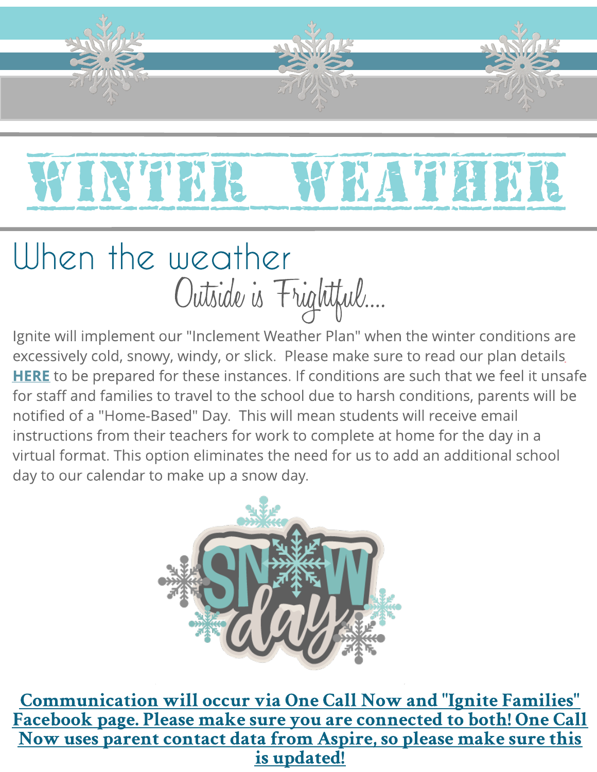# WINTER WEATHER

## When the weather Outside is Frightful....

Ignite will implement our "Inclement Weather Plan" when the winter conditions are excessively cold, snowy, windy, or slick. Please make sure to read our plan details **HERE** to be prepared for these instances. If conditions are such that we feel it unsafe for staff and families to travel to the school due to harsh conditions, parents will be notified of a "Home-Based" Day. This will mean students will receive email instructions from their teachers for work to complete at home for the day in a virtual format. This option eliminates the need for us to add an additional school day to our calendar to make up a snow day.

**Communication will occur via One Call Now and "Ignite Families" Facebook page. Please make sure you are connected to both! One Call Now uses parent contact data from Aspire, so please make sure this is updated!**